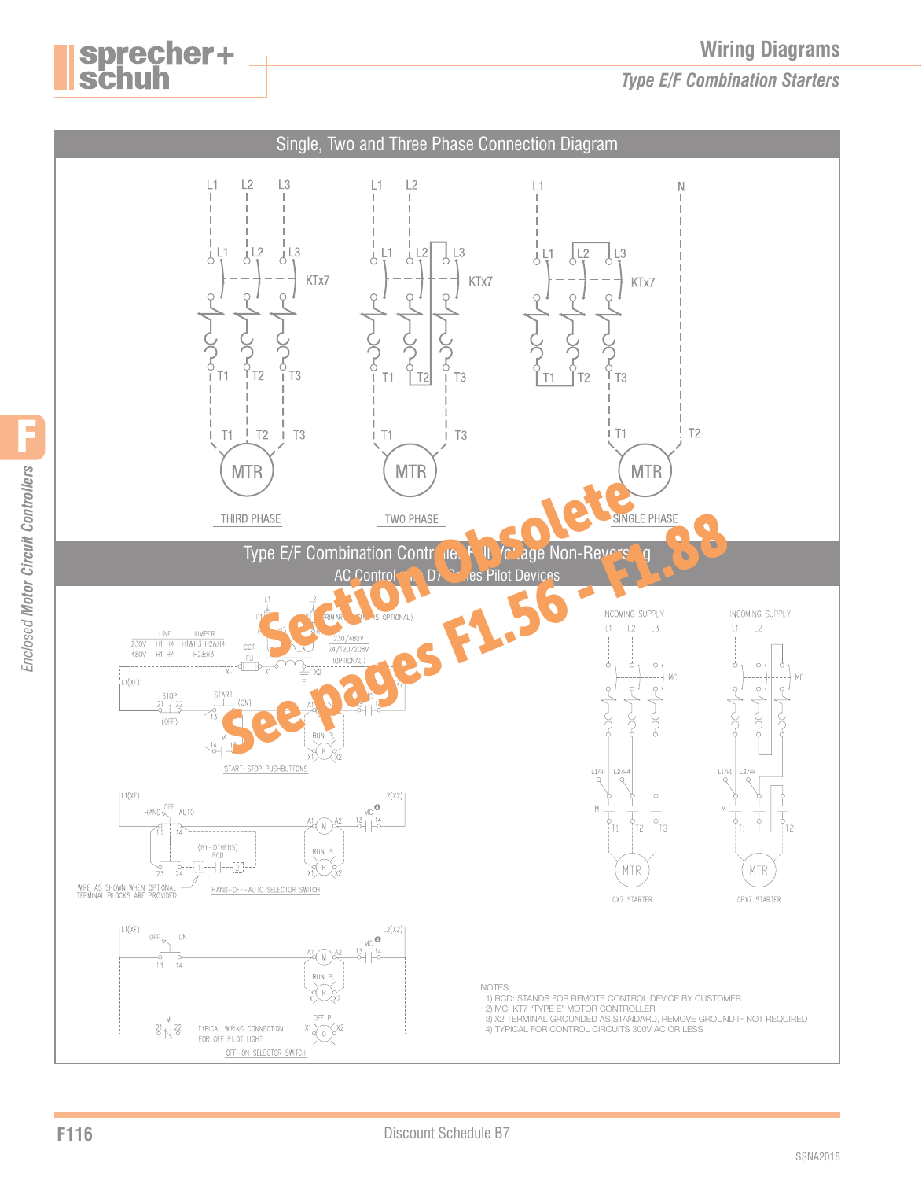# Wiring Diagrams

## Type E/F Combination Starters

### Single, Two and Three Phase Connection Diagram

L1 L2 L3 — L1 L2 L3 — KTx7 — T1 T2 T3 — T1 T2 T3 — MTR

THIRD PHASE

L1 L2 — L1 L2 L3 — KTx7 — T1 T2 T3 — T1 T3 — MTR

TWO PHASE

L1 N — L1 L2 L3 — KTx7 — T1 T2 T3 — T1 T2 — MTR

SINGLE PHASE

### Type E/F Combination Controller Full Voltage Non-Reversing

AC Control with D7 Series Pilot Devices

**Section Obsolete**

**See pages F1.56 - F1.88**

| LINE | JUMPER |
|---|---|
| 230V H1 H4 | H1&H3 H2&H4 |
| 480V H1 H4 | H2&H3 |

PRIMARY FUSES OPTIONAL — 230/480V — 24/120/208V (OPTIONAL) — CCT — FU — XF — X1 — X2

L1(XF) — STOP 21 22 (OFF) — START 13 (ON) — M 14 — A1 — M — A2 — MC — RUN PL — R — X1 X2

START-STOP PUSHBUTTONS

L1(XF) — HAND OFF AUTO — 13 14 — (BY-OTHERS) RCD — 23 24 — 1 — 2 — A1 M A2 — MC ④ — 13 14 — L2(X2) — RUN PL — R — X1 X2

WIRE AS SHOWN WHEN OPTIONAL TERMINAL BLOCKS ARE PROVIDED

HAND-OFF-AUTO SELECTOR SWITCH

L1(XF) — OFF ON — 13 14 — A1 M A2 — MC ④ — 13 14 — L2(X2) — RUN PL — R — X1 X2 — M 21 22 — OFF PL — G — X1 X2

TYPICAL WIRING CONNECTION FOR OFF PILOT LIGHT

OFF-ON SELECTOR SWITCH

INCOMING SUPPLY L1 L2 L3 — MC — L1/H1 L2/H4 — M — T1 T2 T3 — MTR

CX7 STARTER

INCOMING SUPPLY L1 L2 — MC — L1/H1 L2/H4 — M — T1 T2 — MTR

CBX7 STARTER

NOTES:
1) RCD: STANDS FOR REMOTE CONTROL DEVICE BY CUSTOMER
2) MC: KT7 "TYPE E" MOTOR CONTROLLER
3) X2 TERMINAL GROUNDED AS STANDARD, REMOVE GROUND IF NOT REQUIRED
4) TYPICAL FOR CONTROL CIRCUITS 300V AC OR LESS

Discount Schedule B7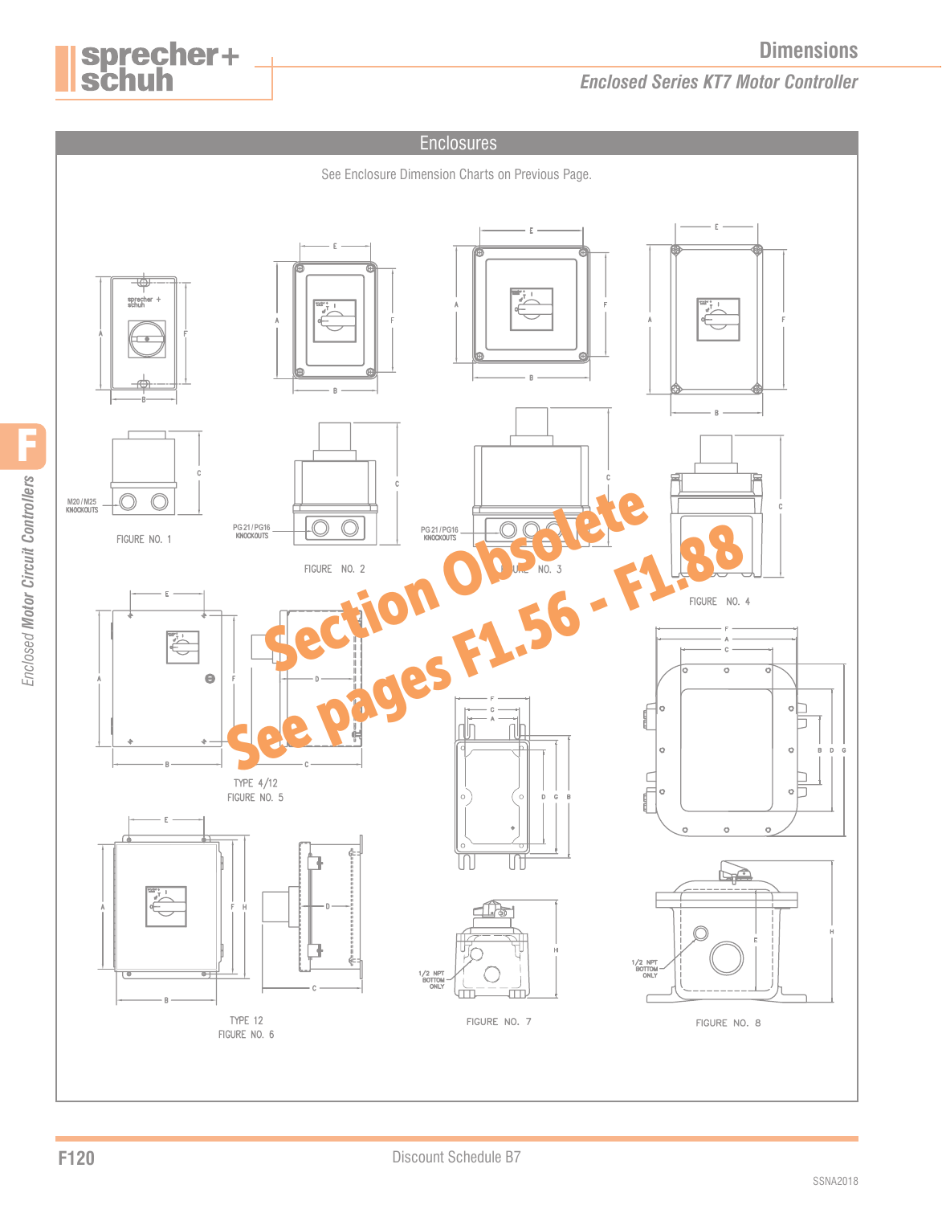## Enclosures

See Enclosure Dimension Charts on Previous Page.

M20/M25 KNOCKOUTS

FIGURE NO. 1

PG21/PG16 KNOCKOUTS

FIGURE NO. 2

PG21/PG16 KNOCKOUTS

FIGURE NO. 3

FIGURE NO. 4

TYPE 4/12
FIGURE NO. 5

TYPE 12
FIGURE NO. 6

1/2 NPT BOTTOM ONLY

FIGURE NO. 7

1/2 NPT BOTTOM ONLY

FIGURE NO. 8

**Section Obsolete**
**See pages F1.56 - F1.88**

Discount Schedule B7